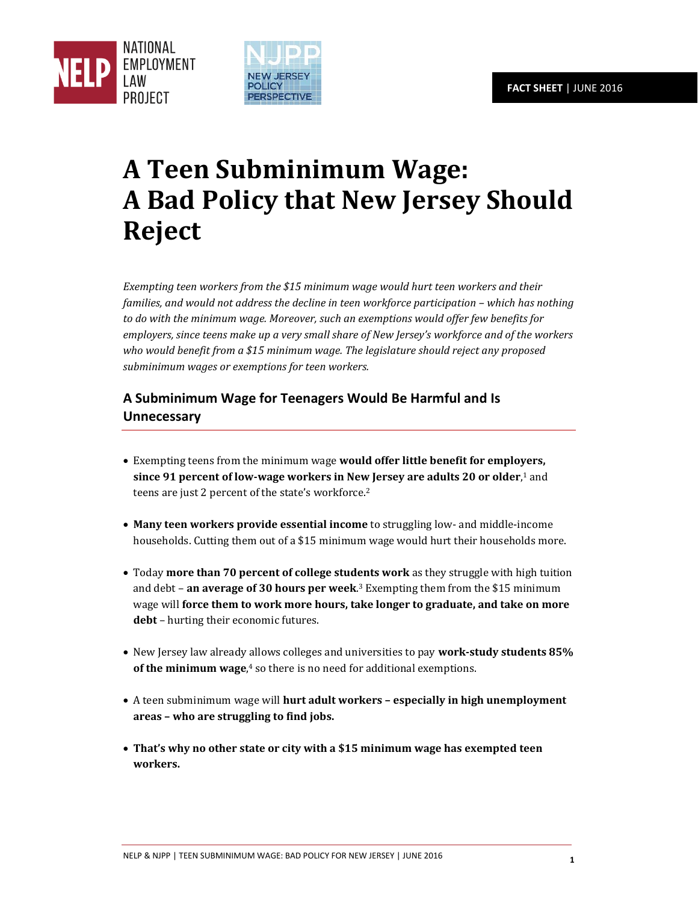NATIONAL EMPLOYMENT LAW PROJECT

NEW JERSEY POLICY PERSPECTIVE

**FACT SHEET** | JUNE 2016

# A Teen Subminimum Wage: A Bad Policy that New Jersey Should Reject

*Exempting teen workers from the $15 minimum wage would hurt teen workers and their families, and would not address the decline in teen workforce participation – which has nothing to do with the minimum wage. Moreover, such an exemptions would offer few benefits for employers, since teens make up a very small share of New Jersey's workforce and of the workers who would benefit from a $15 minimum wage. The legislature should reject any proposed subminimum wages or exemptions for teen workers.*

## A Subminimum Wage for Teenagers Would Be Harmful and Is Unnecessary

- Exempting teens from the minimum wage **would offer little benefit for employers, since 91 percent of low-wage workers in New Jersey are adults 20 or older**,[1] and teens are just 2 percent of the state's workforce.[2]

- **Many teen workers provide essential income** to struggling low- and middle-income households. Cutting them out of a $15 minimum wage would hurt their households more.

- Today **more than 70 percent of college students work** as they struggle with high tuition and debt – **an average of 30 hours per week**.[3] Exempting them from the $15 minimum wage will **force them to work more hours, take longer to graduate, and take on more debt** – hurting their economic futures.

- New Jersey law already allows colleges and universities to pay **work-study students 85% of the minimum wage**,[4] so there is no need for additional exemptions.

- A teen subminimum wage will **hurt adult workers – especially in high unemployment areas – who are struggling to find jobs.**

- **That's why no other state or city with a $15 minimum wage has exempted teen workers.**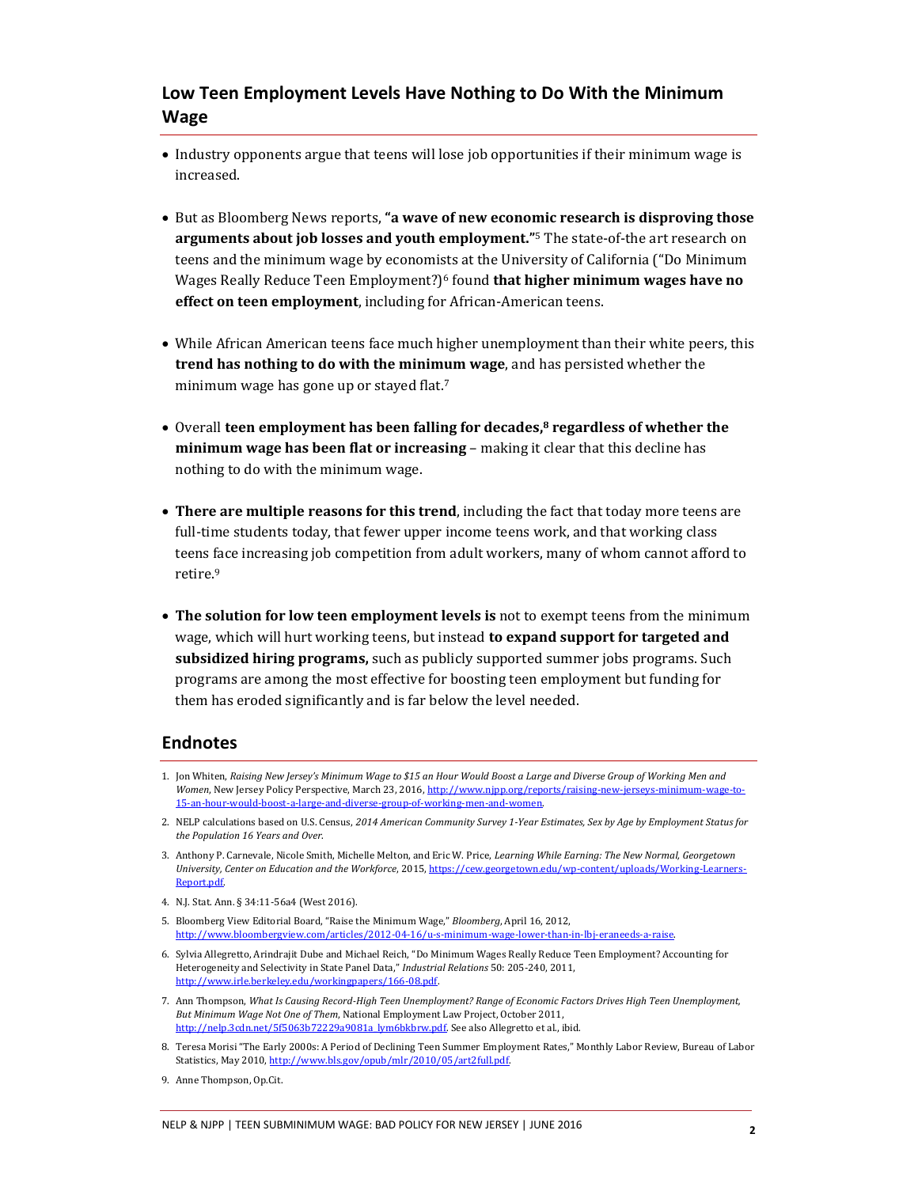## Low Teen Employment Levels Have Nothing to Do With the Minimum Wage

- Industry opponents argue that teens will lose job opportunities if their minimum wage is increased.
- But as Bloomberg News reports, **"a wave of new economic research is disproving those arguments about job losses and youth employment."**[5] The state-of-the art research on teens and the minimum wage by economists at the University of California ("Do Minimum Wages Really Reduce Teen Employment?)[6] found **that higher minimum wages have no effect on teen employment**, including for African-American teens.
- While African American teens face much higher unemployment than their white peers, this **trend has nothing to do with the minimum wage**, and has persisted whether the minimum wage has gone up or stayed flat.[7]
- Overall **teen employment has been falling for decades,[8] regardless of whether the minimum wage has been flat or increasing** – making it clear that this decline has nothing to do with the minimum wage.
- **There are multiple reasons for this trend**, including the fact that today more teens are full-time students today, that fewer upper income teens work, and that working class teens face increasing job competition from adult workers, many of whom cannot afford to retire.[9]
- **The solution for low teen employment levels is** not to exempt teens from the minimum wage, which will hurt working teens, but instead **to expand support for targeted and subsidized hiring programs,** such as publicly supported summer jobs programs. Such programs are among the most effective for boosting teen employment but funding for them has eroded significantly and is far below the level needed.

## Endnotes

1. Jon Whiten, *Raising New Jersey's Minimum Wage to $15 an Hour Would Boost a Large and Diverse Group of Working Men and Women*, New Jersey Policy Perspective, March 23, 2016, http://www.njpp.org/reports/raising-new-jerseys-minimum-wage-to-15-an-hour-would-boost-a-large-and-diverse-group-of-working-men-and-women.
2. NELP calculations based on U.S. Census, *2014 American Community Survey 1-Year Estimates, Sex by Age by Employment Status for the Population 16 Years and Over.*
3. Anthony P. Carnevale, Nicole Smith, Michelle Melton, and Eric W. Price, *Learning While Earning: The New Normal, Georgetown University, Center on Education and the Workforce*, 2015, https://cew.georgetown.edu/wp-content/uploads/Working-Learners-Report.pdf.
4. N.J. Stat. Ann. § 34:11-56a4 (West 2016).
5. Bloomberg View Editorial Board, "Raise the Minimum Wage," *Bloomberg*, April 16, 2012, http://www.bloombergview.com/articles/2012-04-16/u-s-minimum-wage-lower-than-in-lbj-eraneeds-a-raise.
6. Sylvia Allegretto, Arindrajit Dube and Michael Reich, "Do Minimum Wages Really Reduce Teen Employment? Accounting for Heterogeneity and Selectivity in State Panel Data," *Industrial Relations* 50: 205-240, 2011, http://www.irle.berkeley.edu/workingpapers/166-08.pdf.
7. Ann Thompson, *What Is Causing Record-High Teen Unemployment? Range of Economic Factors Drives High Teen Unemployment, But Minimum Wage Not One of Them*, National Employment Law Project, October 2011, http://nelp.3cdn.net/5f5063b72229a9081a_lym6bkbrw.pdf. See also Allegretto et al., ibid.
8. Teresa Morisi "The Early 2000s: A Period of Declining Teen Summer Employment Rates," Monthly Labor Review, Bureau of Labor Statistics, May 2010, http://www.bls.gov/opub/mlr/2010/05/art2full.pdf.
9. Anne Thompson, Op.Cit.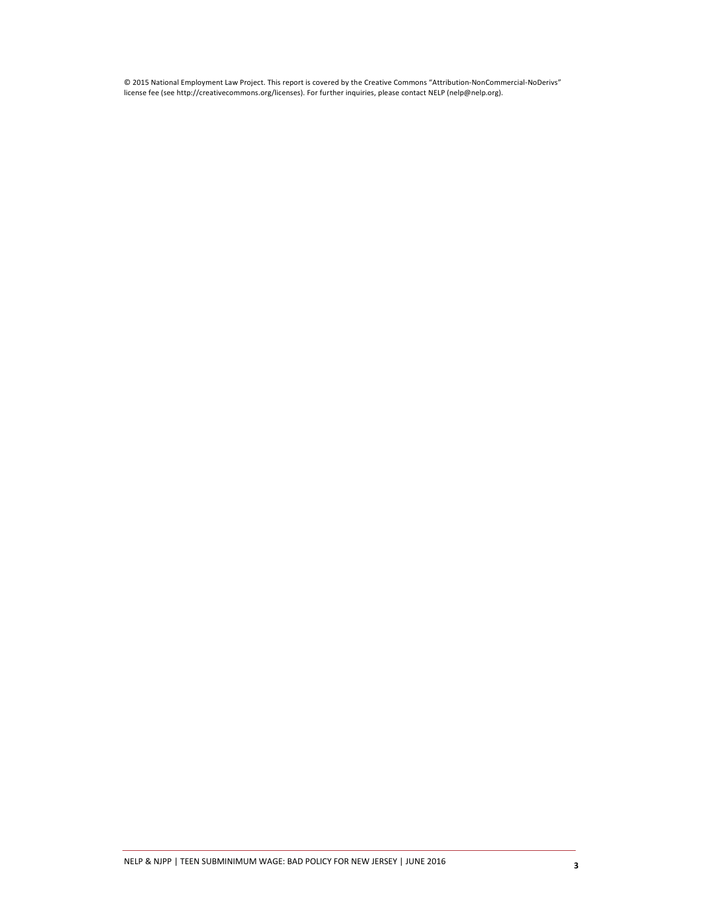© 2015 National Employment Law Project. This report is covered by the Creative Commons "Attribution-NonCommercial-NoDerivs" license fee (see http://creativecommons.org/licenses). For further inquiries, please contact NELP (nelp@nelp.org).